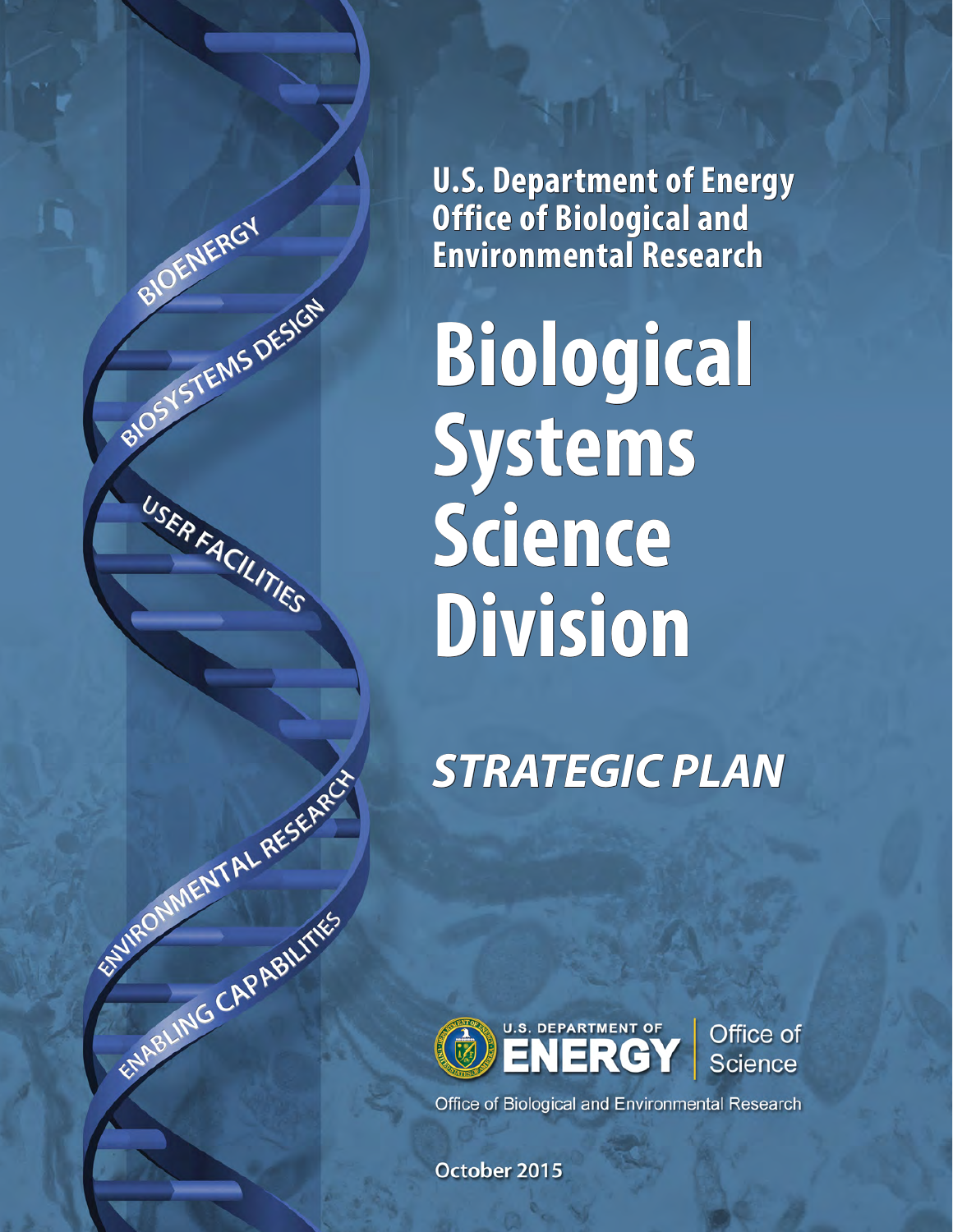BIOENERGY

BIOSYSTEMS DESIGN

USER FACILITIES

ENVIRONMENTAL RESEARCH

ENABLING CAPABILITIES

**U.S. Department of Energy**
**Office of Biological and Environmental Research**

# Biological Systems Science Division

## *STRATEGIC PLAN*

U.S. DEPARTMENT OF ENERGY | Office of Science

Office of Biological and Environmental Research

October 2015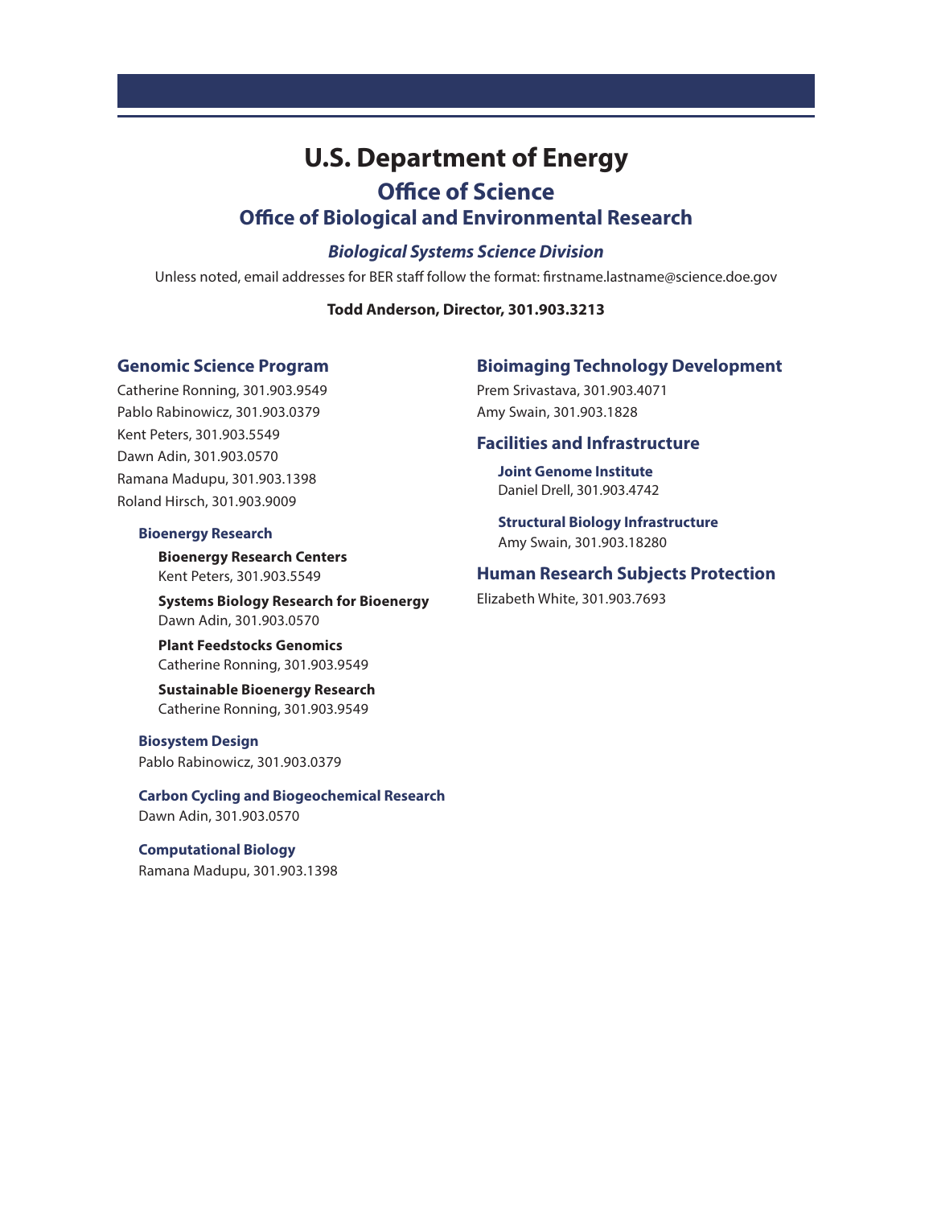# U.S. Department of Energy

## Office of Science

## Office of Biological and Environmental Research

### *Biological Systems Science Division*

Unless noted, email addresses for BER staff follow the format: firstname.lastname@science.doe.gov

**Todd Anderson, Director, 301.903.3213**

### Genomic Science Program

Catherine Ronning, 301.903.9549

Pablo Rabinowicz, 301.903.0379

Kent Peters, 301.903.5549

Dawn Adin, 301.903.0570

Ramana Madupu, 301.903.1398

Roland Hirsch, 301.903.9009

#### Bioenergy Research

**Bioenergy Research Centers**
Kent Peters, 301.903.5549

**Systems Biology Research for Bioenergy**
Dawn Adin, 301.903.0570

**Plant Feedstocks Genomics**
Catherine Ronning, 301.903.9549

**Sustainable Bioenergy Research**
Catherine Ronning, 301.903.9549

#### Biosystem Design

Pablo Rabinowicz, 301.903.0379

#### Carbon Cycling and Biogeochemical Research

Dawn Adin, 301.903.0570

#### Computational Biology

Ramana Madupu, 301.903.1398

### Bioimaging Technology Development

Prem Srivastava, 301.903.4071

Amy Swain, 301.903.1828

### Facilities and Infrastructure

#### Joint Genome Institute

Daniel Drell, 301.903.4742

#### Structural Biology Infrastructure

Amy Swain, 301.903.18280

### Human Research Subjects Protection

Elizabeth White, 301.903.7693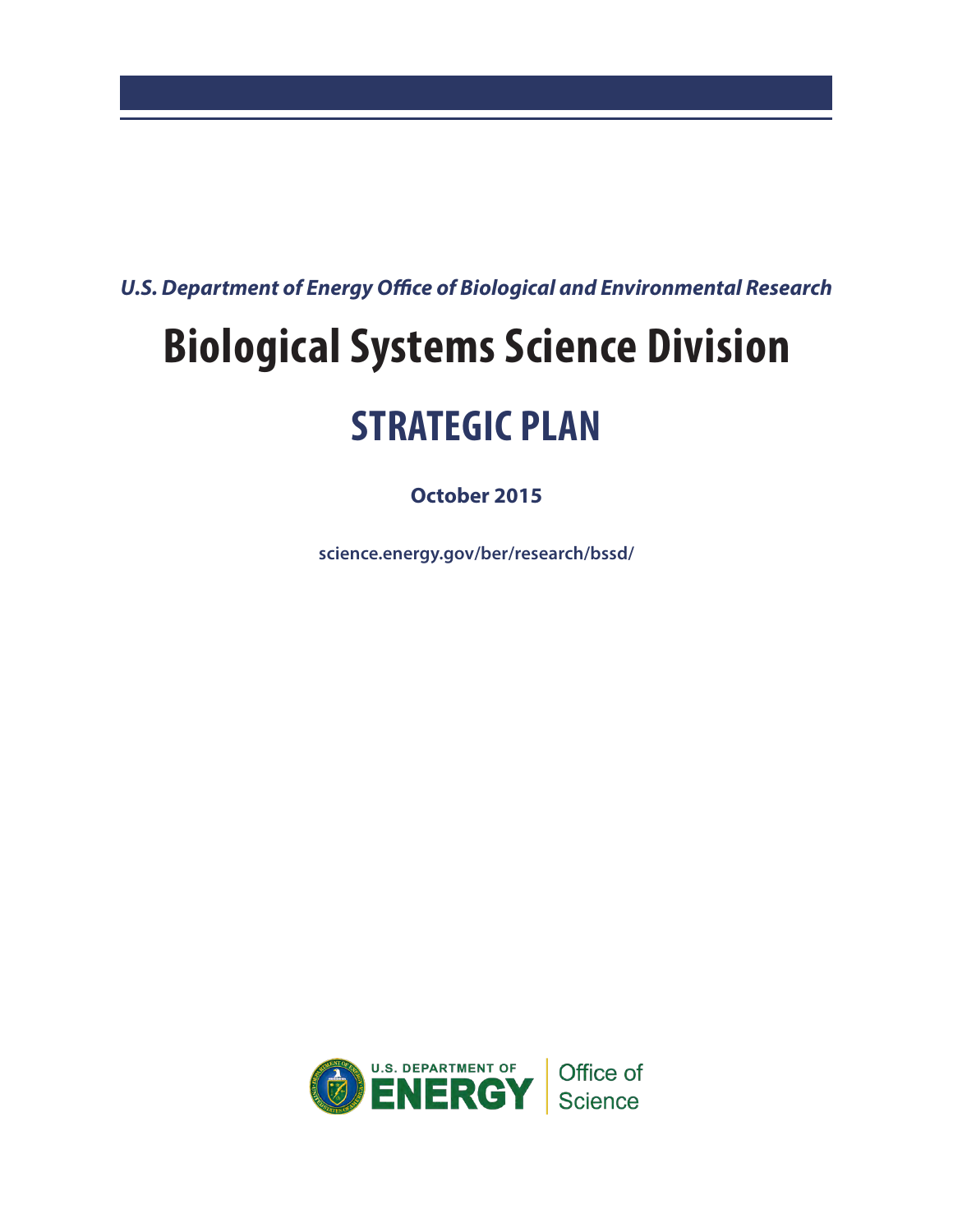*U.S. Department of Energy Office of Biological and Environmental Research*

# Biological Systems Science Division

## STRATEGIC PLAN

**October 2015**

**science.energy.gov/ber/research/bssd/**

U.S. DEPARTMENT OF ENERGY | Office of Science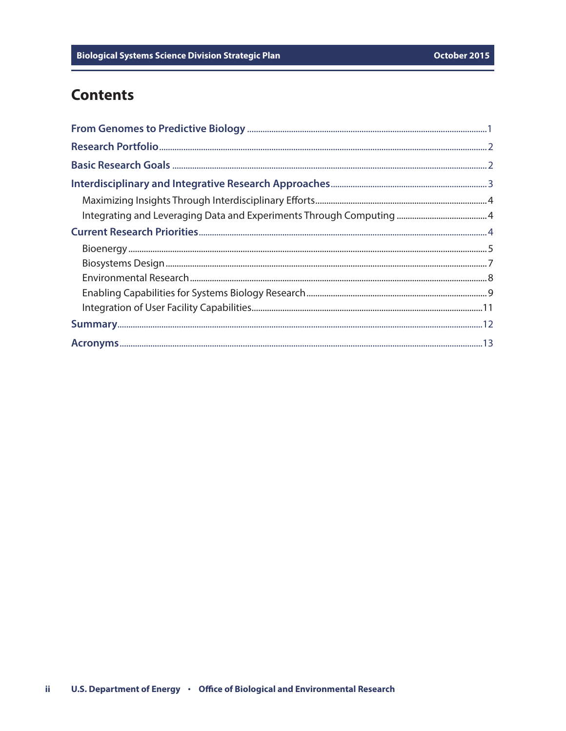# Contents

- **From Genomes to Predictive Biology** ... 1
- **Research Portfolio** ... 2
- **Basic Research Goals** ... 2
- **Interdisciplinary and Integrative Research Approaches** ... 3
  - Maximizing Insights Through Interdisciplinary Efforts ... 4
  - Integrating and Leveraging Data and Experiments Through Computing ... 4
- **Current Research Priorities** ... 4
  - Bioenergy ... 5
  - Biosystems Design ... 7
  - Environmental Research ... 8
  - Enabling Capabilities for Systems Biology Research ... 9
  - Integration of User Facility Capabilities ... 11
- **Summary** ... 12
- **Acronyms** ... 13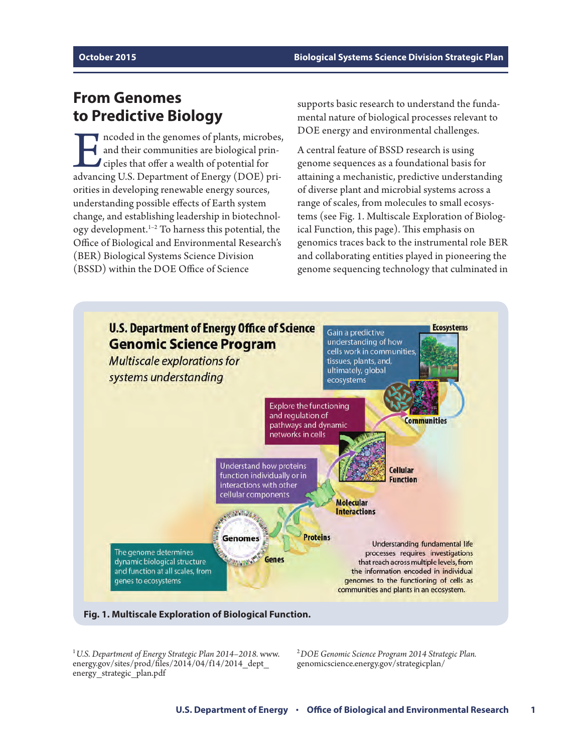## From Genomes to Predictive Biology

Encoded in the genomes of plants, microbes, and their communities are biological principles that offer a wealth of potential for advancing U.S. Department of Energy (DOE) priorities in developing renewable energy sources, understanding possible effects of Earth system change, and establishing leadership in biotechnology development.[1–2] To harness this potential, the Office of Biological and Environmental Research's (BER) Biological Systems Science Division (BSSD) within the DOE Office of Science supports basic research to understand the fundamental nature of biological processes relevant to DOE energy and environmental challenges.

A central feature of BSSD research is using genome sequences as a foundational basis for attaining a mechanistic, predictive understanding of diverse plant and microbial systems across a range of scales, from molecules to small ecosystems (see Fig. 1. Multiscale Exploration of Biological Function, this page). This emphasis on genomics traces back to the instrumental role BER and collaborating entities played in pioneering the genome sequencing technology that culminated in

**U.S. Department of Energy Office of Science**
**Genomic Science Program**
*Multiscale explorations for systems understanding*

- **Ecosystems**: Gain a predictive understanding of how cells work in communities, tissues, plants, and, ultimately, global ecosystems
- **Communities**: Explore the functioning and regulation of pathways and dynamic networks in cells
- **Cellular Function**
- **Molecular Interactions**: Understand how proteins function individually or in interactions with other cellular components
- **Proteins**
- **Genes**
- **Genomes**: The genome determines dynamic biological structure and function at all scales, from genes to ecosystems

Understanding fundamental life processes requires investigations that reach across multiple levels, from the information encoded in individual genomes to the functioning of cells as communities and plants in an ecosystem.

**Fig. 1. Multiscale Exploration of Biological Function.**

[1] *U.S. Department of Energy Strategic Plan 2014–2018.* www.energy.gov/sites/prod/files/2014/04/f14/2014_dept_energy_strategic_plan.pdf

[2] *DOE Genomic Science Program 2014 Strategic Plan.* genomicscience.energy.gov/strategicplan/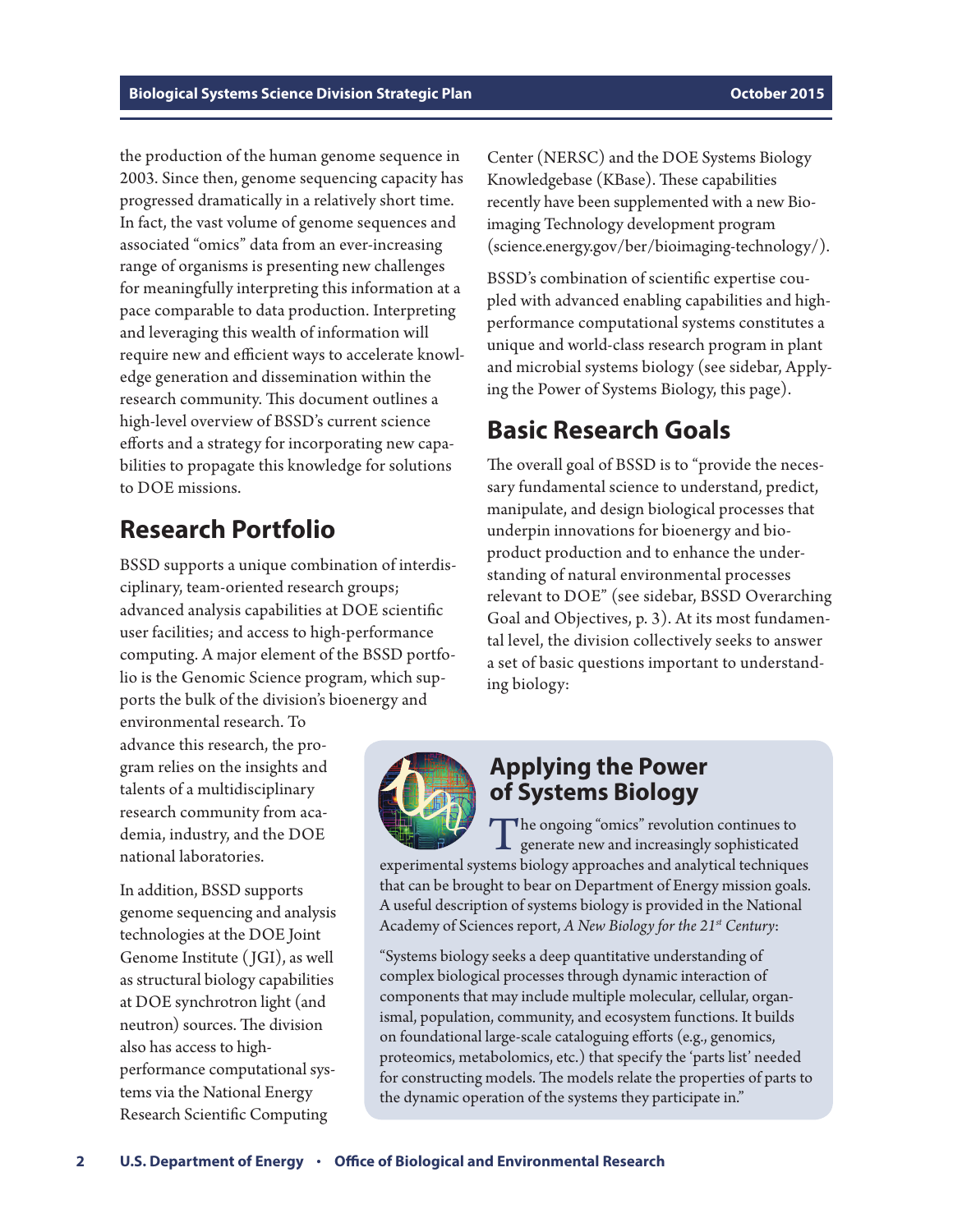the production of the human genome sequence in 2003. Since then, genome sequencing capacity has progressed dramatically in a relatively short time. In fact, the vast volume of genome sequences and associated "omics" data from an ever-increasing range of organisms is presenting new challenges for meaningfully interpreting this information at a pace comparable to data production. Interpreting and leveraging this wealth of information will require new and efficient ways to accelerate knowledge generation and dissemination within the research community. This document outlines a high-level overview of BSSD's current science efforts and a strategy for incorporating new capabilities to propagate this knowledge for solutions to DOE missions.

## Research Portfolio

BSSD supports a unique combination of interdisciplinary, team-oriented research groups; advanced analysis capabilities at DOE scientific user facilities; and access to high-performance computing. A major element of the BSSD portfolio is the Genomic Science program, which supports the bulk of the division's bioenergy and environmental research. To advance this research, the program relies on the insights and talents of a multidisciplinary research community from academia, industry, and the DOE national laboratories.

In addition, BSSD supports genome sequencing and analysis technologies at the DOE Joint Genome Institute (JGI), as well as structural biology capabilities at DOE synchrotron light (and neutron) sources. The division also has access to high-performance computational systems via the National Energy Research Scientific Computing Center (NERSC) and the DOE Systems Biology Knowledgebase (KBase). These capabilities recently have been supplemented with a new Bioimaging Technology development program (science.energy.gov/ber/bioimaging-technology/).

BSSD's combination of scientific expertise coupled with advanced enabling capabilities and high-performance computational systems constitutes a unique and world-class research program in plant and microbial systems biology (see sidebar, Applying the Power of Systems Biology, this page).

## Basic Research Goals

The overall goal of BSSD is to "provide the necessary fundamental science to understand, predict, manipulate, and design biological processes that underpin innovations for bioenergy and bioproduct production and to enhance the understanding of natural environmental processes relevant to DOE" (see sidebar, BSSD Overarching Goal and Objectives, p. 3). At its most fundamental level, the division collectively seeks to answer a set of basic questions important to understanding biology:

### Applying the Power of Systems Biology

The ongoing "omics" revolution continues to generate new and increasingly sophisticated experimental systems biology approaches and analytical techniques that can be brought to bear on Department of Energy mission goals. A useful description of systems biology is provided in the National Academy of Sciences report, *A New Biology for the 21st Century*:

"Systems biology seeks a deep quantitative understanding of complex biological processes through dynamic interaction of components that may include multiple molecular, cellular, organismal, population, community, and ecosystem functions. It builds on foundational large-scale cataloguing efforts (e.g., genomics, proteomics, metabolomics, etc.) that specify the 'parts list' needed for constructing models. The models relate the properties of parts to the dynamic operation of the systems they participate in."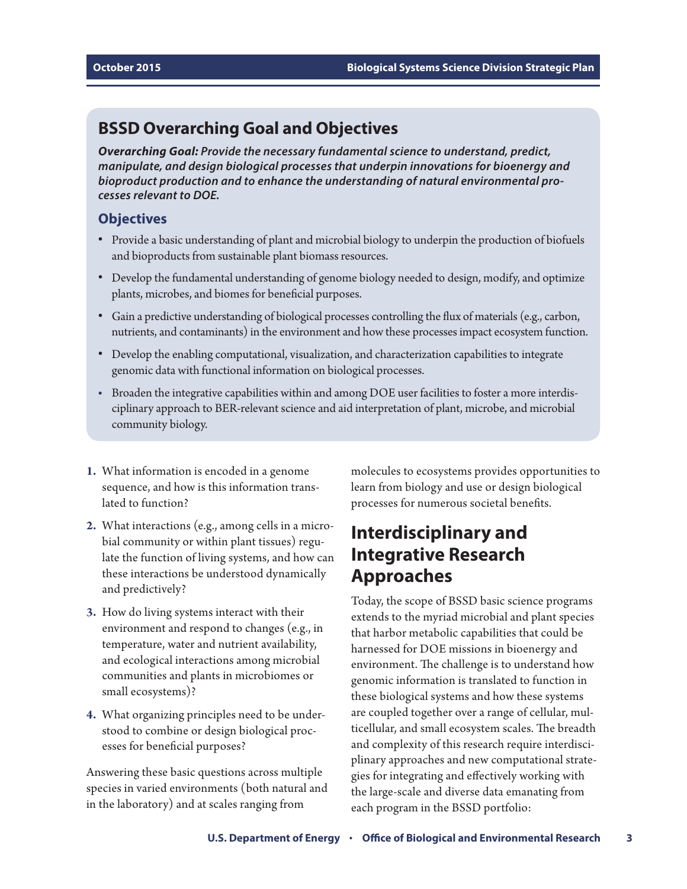## BSSD Overarching Goal and Objectives

***Overarching Goal:** Provide the necessary fundamental science to understand, predict, manipulate, and design biological processes that underpin innovations for bioenergy and bioproduct production and to enhance the understanding of natural environmental processes relevant to DOE.*

### Objectives

- Provide a basic understanding of plant and microbial biology to underpin the production of biofuels and bioproducts from sustainable plant biomass resources.
- Develop the fundamental understanding of genome biology needed to design, modify, and optimize plants, microbes, and biomes for beneficial purposes.
- Gain a predictive understanding of biological processes controlling the flux of materials (e.g., carbon, nutrients, and contaminants) in the environment and how these processes impact ecosystem function.
- Develop the enabling computational, visualization, and characterization capabilities to integrate genomic data with functional information on biological processes.
- Broaden the integrative capabilities within and among DOE user facilities to foster a more interdisciplinary approach to BER-relevant science and aid interpretation of plant, microbe, and microbial community biology.

1. What information is encoded in a genome sequence, and how is this information translated to function?
2. What interactions (e.g., among cells in a microbial community or within plant tissues) regulate the function of living systems, and how can these interactions be understood dynamically and predictively?
3. How do living systems interact with their environment and respond to changes (e.g., in temperature, water and nutrient availability, and ecological interactions among microbial communities and plants in microbiomes or small ecosystems)?
4. What organizing principles need to be understood to combine or design biological processes for beneficial purposes?

Answering these basic questions across multiple species in varied environments (both natural and in the laboratory) and at scales ranging from molecules to ecosystems provides opportunities to learn from biology and use or design biological processes for numerous societal benefits.

# Interdisciplinary and Integrative Research Approaches

Today, the scope of BSSD basic science programs extends to the myriad microbial and plant species that harbor metabolic capabilities that could be harnessed for DOE missions in bioenergy and environment. The challenge is to understand how genomic information is translated to function in these biological systems and how these systems are coupled together over a range of cellular, multicellular, and small ecosystem scales. The breadth and complexity of this research require interdisciplinary approaches and new computational strategies for integrating and effectively working with the large-scale and diverse data emanating from each program in the BSSD portfolio: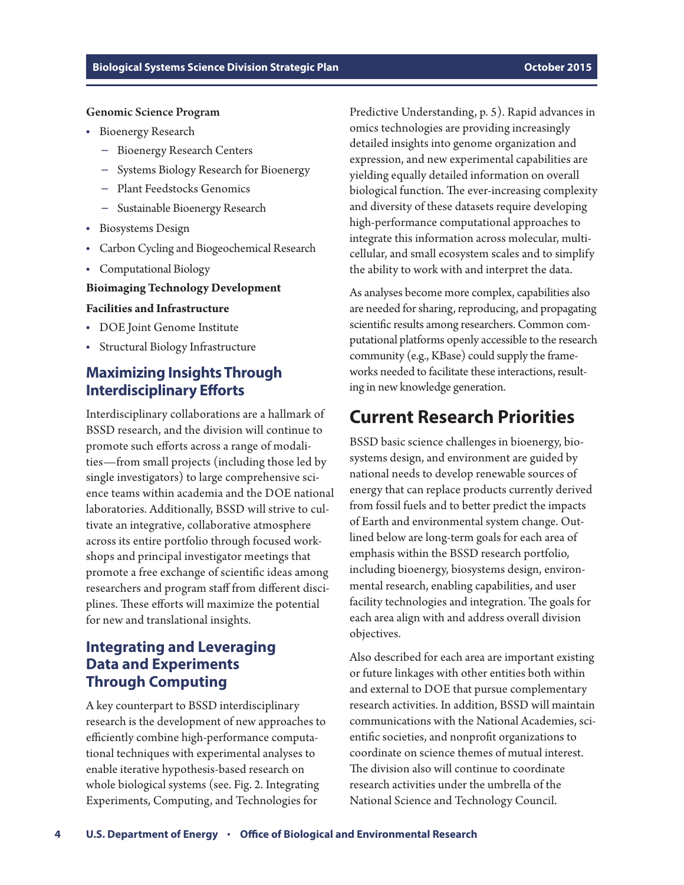**Genomic Science Program**

- Bioenergy Research
  - Bioenergy Research Centers
  - Systems Biology Research for Bioenergy
  - Plant Feedstocks Genomics
  - Sustainable Bioenergy Research
- Biosystems Design
- Carbon Cycling and Biogeochemical Research
- Computational Biology

**Bioimaging Technology Development**

**Facilities and Infrastructure**

- DOE Joint Genome Institute
- Structural Biology Infrastructure

## Maximizing Insights Through Interdisciplinary Efforts

Interdisciplinary collaborations are a hallmark of BSSD research, and the division will continue to promote such efforts across a range of modalities—from small projects (including those led by single investigators) to large comprehensive science teams within academia and the DOE national laboratories. Additionally, BSSD will strive to cultivate an integrative, collaborative atmosphere across its entire portfolio through focused workshops and principal investigator meetings that promote a free exchange of scientific ideas among researchers and program staff from different disciplines. These efforts will maximize the potential for new and translational insights.

## Integrating and Leveraging Data and Experiments Through Computing

A key counterpart to BSSD interdisciplinary research is the development of new approaches to efficiently combine high-performance computational techniques with experimental analyses to enable iterative hypothesis-based research on whole biological systems (see. Fig. 2. Integrating Experiments, Computing, and Technologies for Predictive Understanding, p. 5). Rapid advances in omics technologies are providing increasingly detailed insights into genome organization and expression, and new experimental capabilities are yielding equally detailed information on overall biological function. The ever-increasing complexity and diversity of these datasets require developing high-performance computational approaches to integrate this information across molecular, multicellular, and small ecosystem scales and to simplify the ability to work with and interpret the data.

As analyses become more complex, capabilities also are needed for sharing, reproducing, and propagating scientific results among researchers. Common computational platforms openly accessible to the research community (e.g., KBase) could supply the frameworks needed to facilitate these interactions, resulting in new knowledge generation.

# Current Research Priorities

BSSD basic science challenges in bioenergy, biosystems design, and environment are guided by national needs to develop renewable sources of energy that can replace products currently derived from fossil fuels and to better predict the impacts of Earth and environmental system change. Outlined below are long-term goals for each area of emphasis within the BSSD research portfolio, including bioenergy, biosystems design, environmental research, enabling capabilities, and user facility technologies and integration. The goals for each area align with and address overall division objectives.

Also described for each area are important existing or future linkages with other entities both within and external to DOE that pursue complementary research activities. In addition, BSSD will maintain communications with the National Academies, scientific societies, and nonprofit organizations to coordinate on science themes of mutual interest. The division also will continue to coordinate research activities under the umbrella of the National Science and Technology Council.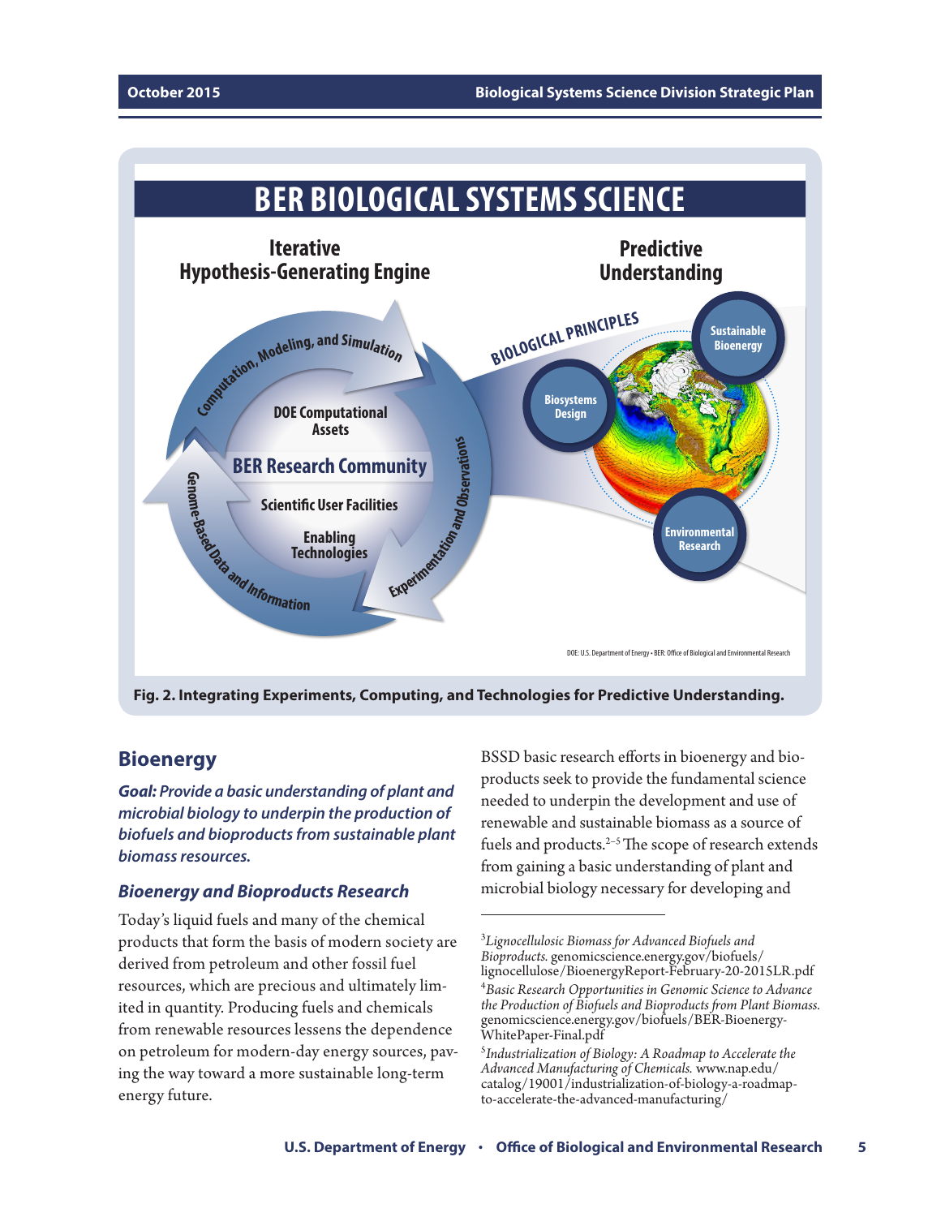Fig. 2. Integrating Experiments, Computing, and Technologies for Predictive Understanding.

## Bioenergy

***Goal:** Provide a basic understanding of plant and microbial biology to underpin the production of biofuels and bioproducts from sustainable plant biomass resources.*

### *Bioenergy and Bioproducts Research*

Today's liquid fuels and many of the chemical products that form the basis of modern society are derived from petroleum and other fossil fuel resources, which are precious and ultimately limited in quantity. Producing fuels and chemicals from renewable resources lessens the dependence on petroleum for modern-day energy sources, paving the way toward a more sustainable long-term energy future.

BSSD basic research efforts in bioenergy and bioproducts seek to provide the fundamental science needed to underpin the development and use of renewable and sustainable biomass as a source of fuels and products.[2–5] The scope of research extends from gaining a basic understanding of plant and microbial biology necessary for developing and

---

[3] *Lignocellulosic Biomass for Advanced Biofuels and Bioproducts.* genomicscience.energy.gov/biofuels/lignocellulose/BioenergyReport-February-20-2015LR.pdf

[4] *Basic Research Opportunities in Genomic Science to Advance the Production of Biofuels and Bioproducts from Plant Biomass.* genomicscience.energy.gov/biofuels/BER-Bioenergy-WhitePaper-Final.pdf

[5] *Industrialization of Biology: A Roadmap to Accelerate the Advanced Manufacturing of Chemicals.* www.nap.edu/catalog/19001/industrialization-of-biology-a-roadmap-to-accelerate-the-advanced-manufacturing/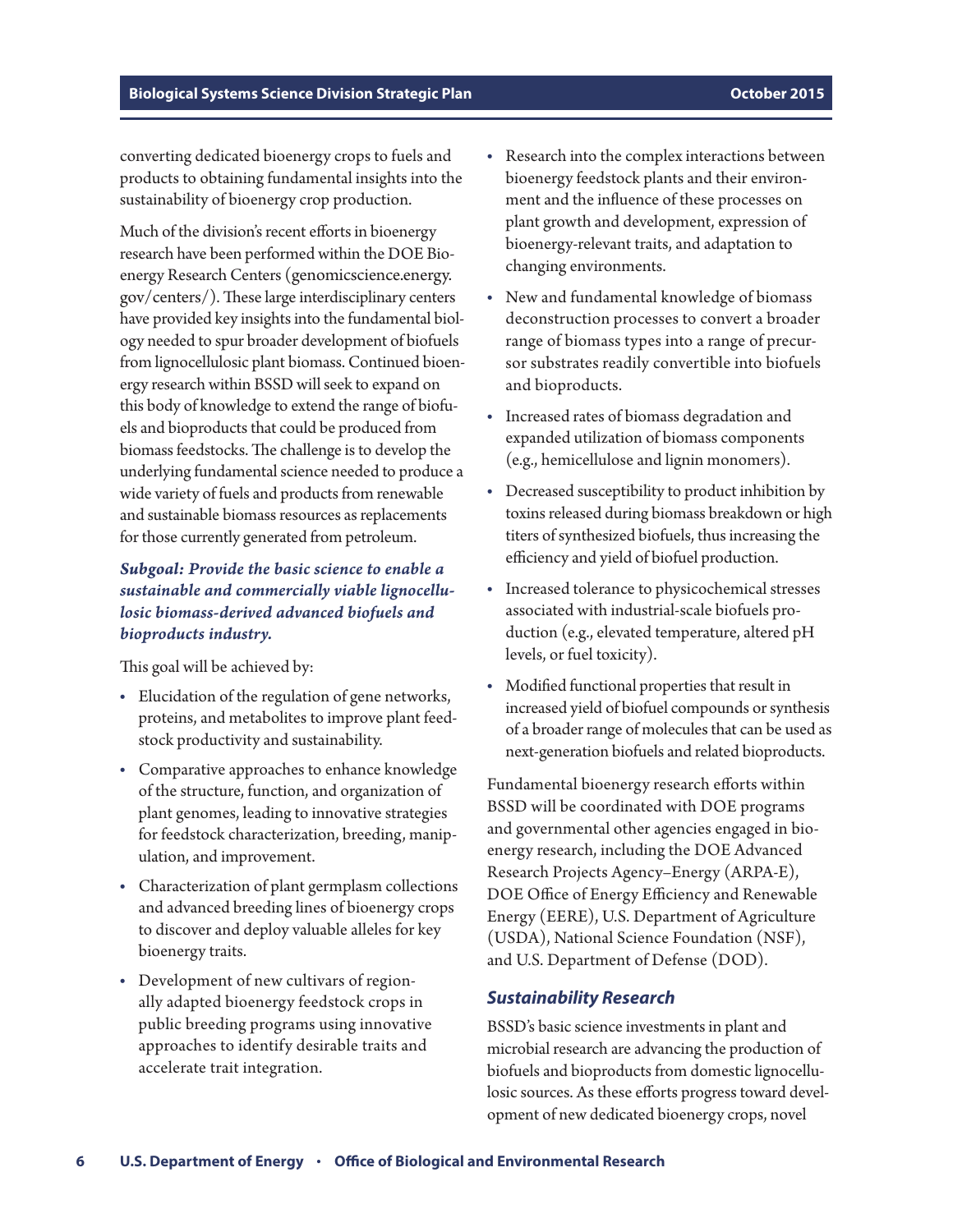converting dedicated bioenergy crops to fuels and products to obtaining fundamental insights into the sustainability of bioenergy crop production.

Much of the division's recent efforts in bioenergy research have been performed within the DOE Bioenergy Research Centers (genomicscience.energy.gov/centers/). These large interdisciplinary centers have provided key insights into the fundamental biology needed to spur broader development of biofuels from lignocellulosic plant biomass. Continued bioenergy research within BSSD will seek to expand on this body of knowledge to extend the range of biofuels and bioproducts that could be produced from biomass feedstocks. The challenge is to develop the underlying fundamental science needed to produce a wide variety of fuels and products from renewable and sustainable biomass resources as replacements for those currently generated from petroleum.

***Subgoal: Provide the basic science to enable a sustainable and commercially viable lignocellulosic biomass-derived advanced biofuels and bioproducts industry.***

This goal will be achieved by:

- Elucidation of the regulation of gene networks, proteins, and metabolites to improve plant feedstock productivity and sustainability.
- Comparative approaches to enhance knowledge of the structure, function, and organization of plant genomes, leading to innovative strategies for feedstock characterization, breeding, manipulation, and improvement.
- Characterization of plant germplasm collections and advanced breeding lines of bioenergy crops to discover and deploy valuable alleles for key bioenergy traits.
- Development of new cultivars of regionally adapted bioenergy feedstock crops in public breeding programs using innovative approaches to identify desirable traits and accelerate trait integration.
- Research into the complex interactions between bioenergy feedstock plants and their environment and the influence of these processes on plant growth and development, expression of bioenergy-relevant traits, and adaptation to changing environments.
- New and fundamental knowledge of biomass deconstruction processes to convert a broader range of biomass types into a range of precursor substrates readily convertible into biofuels and bioproducts.
- Increased rates of biomass degradation and expanded utilization of biomass components (e.g., hemicellulose and lignin monomers).
- Decreased susceptibility to product inhibition by toxins released during biomass breakdown or high titers of synthesized biofuels, thus increasing the efficiency and yield of biofuel production.
- Increased tolerance to physicochemical stresses associated with industrial-scale biofuels production (e.g., elevated temperature, altered pH levels, or fuel toxicity).
- Modified functional properties that result in increased yield of biofuel compounds or synthesis of a broader range of molecules that can be used as next-generation biofuels and related bioproducts.

Fundamental bioenergy research efforts within BSSD will be coordinated with DOE programs and governmental other agencies engaged in bioenergy research, including the DOE Advanced Research Projects Agency–Energy (ARPA-E), DOE Office of Energy Efficiency and Renewable Energy (EERE), U.S. Department of Agriculture (USDA), National Science Foundation (NSF), and U.S. Department of Defense (DOD).

### *Sustainability Research*

BSSD's basic science investments in plant and microbial research are advancing the production of biofuels and bioproducts from domestic lignocellulosic sources. As these efforts progress toward development of new dedicated bioenergy crops, novel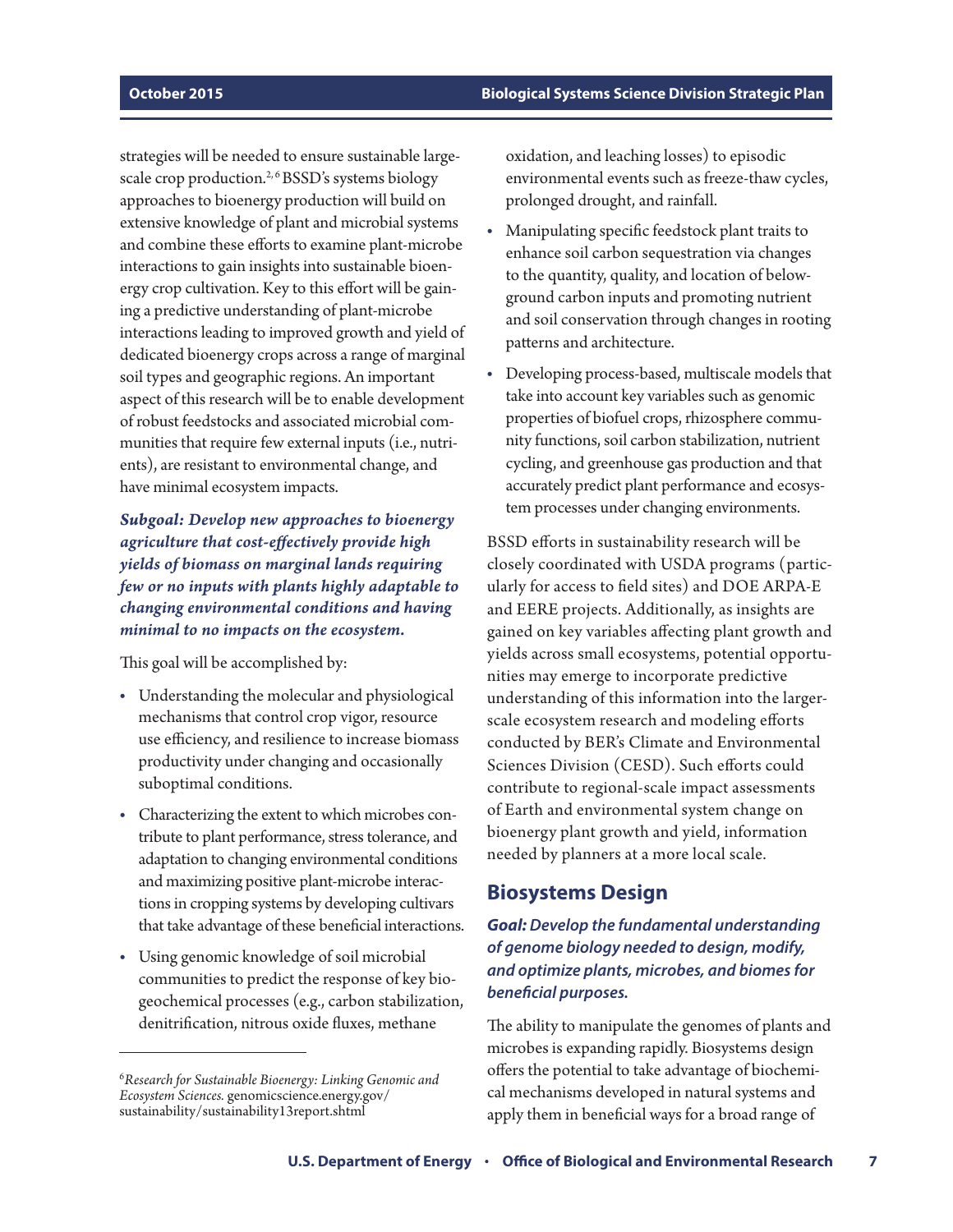strategies will be needed to ensure sustainable large-scale crop production.[2,6] BSSD's systems biology approaches to bioenergy production will build on extensive knowledge of plant and microbial systems and combine these efforts to examine plant-microbe interactions to gain insights into sustainable bioenergy crop cultivation. Key to this effort will be gaining a predictive understanding of plant-microbe interactions leading to improved growth and yield of dedicated bioenergy crops across a range of marginal soil types and geographic regions. An important aspect of this research will be to enable development of robust feedstocks and associated microbial communities that require few external inputs (i.e., nutrients), are resistant to environmental change, and have minimal ecosystem impacts.

***Subgoal: Develop new approaches to bioenergy agriculture that cost-effectively provide high yields of biomass on marginal lands requiring few or no inputs with plants highly adaptable to changing environmental conditions and having minimal to no impacts on the ecosystem.***

This goal will be accomplished by:

- Understanding the molecular and physiological mechanisms that control crop vigor, resource use efficiency, and resilience to increase biomass productivity under changing and occasionally suboptimal conditions.
- Characterizing the extent to which microbes contribute to plant performance, stress tolerance, and adaptation to changing environmental conditions and maximizing positive plant-microbe interactions in cropping systems by developing cultivars that take advantage of these beneficial interactions.
- Using genomic knowledge of soil microbial communities to predict the response of key biogeochemical processes (e.g., carbon stabilization, denitrification, nitrous oxide fluxes, methane oxidation, and leaching losses) to episodic environmental events such as freeze-thaw cycles, prolonged drought, and rainfall.
- Manipulating specific feedstock plant traits to enhance soil carbon sequestration via changes to the quantity, quality, and location of belowground carbon inputs and promoting nutrient and soil conservation through changes in rooting patterns and architecture.
- Developing process-based, multiscale models that take into account key variables such as genomic properties of biofuel crops, rhizosphere community functions, soil carbon stabilization, nutrient cycling, and greenhouse gas production and that accurately predict plant performance and ecosystem processes under changing environments.

BSSD efforts in sustainability research will be closely coordinated with USDA programs (particularly for access to field sites) and DOE ARPA-E and EERE projects. Additionally, as insights are gained on key variables affecting plant growth and yields across small ecosystems, potential opportunities may emerge to incorporate predictive understanding of this information into the larger-scale ecosystem research and modeling efforts conducted by BER's Climate and Environmental Sciences Division (CESD). Such efforts could contribute to regional-scale impact assessments of Earth and environmental system change on bioenergy plant growth and yield, information needed by planners at a more local scale.

## Biosystems Design

***Goal:* *Develop the fundamental understanding of genome biology needed to design, modify, and optimize plants, microbes, and biomes for beneficial purposes.***

The ability to manipulate the genomes of plants and microbes is expanding rapidly. Biosystems design offers the potential to take advantage of biochemical mechanisms developed in natural systems and apply them in beneficial ways for a broad range of

---

[6] *Research for Sustainable Bioenergy: Linking Genomic and Ecosystem Sciences.* genomicscience.energy.gov/sustainability/sustainability13report.shtml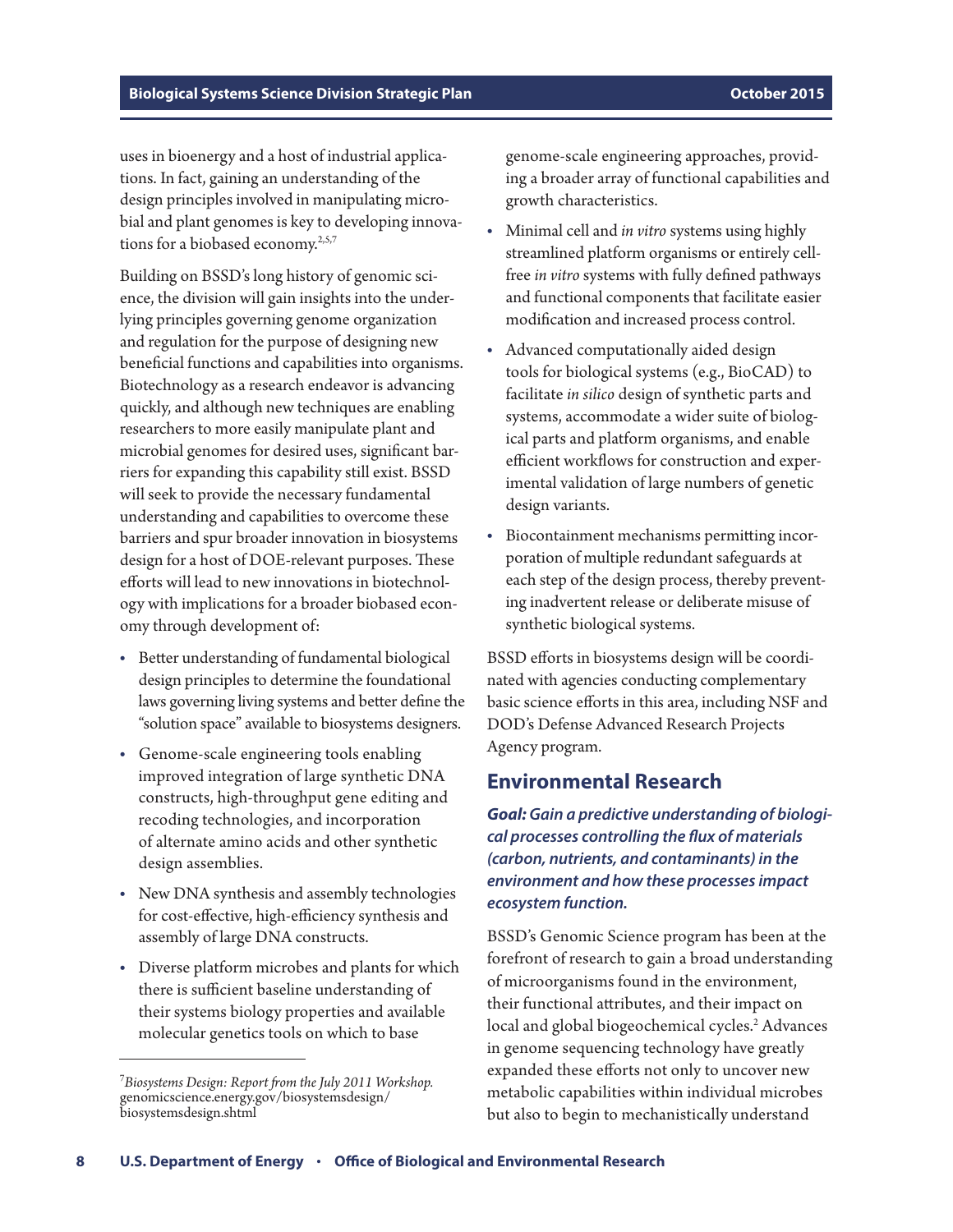uses in bioenergy and a host of industrial applications. In fact, gaining an understanding of the design principles involved in manipulating microbial and plant genomes is key to developing innovations for a biobased economy.[2,5,7]

Building on BSSD's long history of genomic science, the division will gain insights into the underlying principles governing genome organization and regulation for the purpose of designing new beneficial functions and capabilities into organisms. Biotechnology as a research endeavor is advancing quickly, and although new techniques are enabling researchers to more easily manipulate plant and microbial genomes for desired uses, significant barriers for expanding this capability still exist. BSSD will seek to provide the necessary fundamental understanding and capabilities to overcome these barriers and spur broader innovation in biosystems design for a host of DOE-relevant purposes. These efforts will lead to new innovations in biotechnology with implications for a broader biobased economy through development of:

- Better understanding of fundamental biological design principles to determine the foundational laws governing living systems and better define the "solution space" available to biosystems designers.
- Genome-scale engineering tools enabling improved integration of large synthetic DNA constructs, high-throughput gene editing and recoding technologies, and incorporation of alternate amino acids and other synthetic design assemblies.
- New DNA synthesis and assembly technologies for cost-effective, high-efficiency synthesis and assembly of large DNA constructs.
- Diverse platform microbes and plants for which there is sufficient baseline understanding of their systems biology properties and available molecular genetics tools on which to base genome-scale engineering approaches, providing a broader array of functional capabilities and growth characteristics.
- Minimal cell and *in vitro* systems using highly streamlined platform organisms or entirely cell-free *in vitro* systems with fully defined pathways and functional components that facilitate easier modification and increased process control.
- Advanced computationally aided design tools for biological systems (e.g., BioCAD) to facilitate *in silico* design of synthetic parts and systems, accommodate a wider suite of biological parts and platform organisms, and enable efficient workflows for construction and experimental validation of large numbers of genetic design variants.
- Biocontainment mechanisms permitting incorporation of multiple redundant safeguards at each step of the design process, thereby preventing inadvertent release or deliberate misuse of synthetic biological systems.

BSSD efforts in biosystems design will be coordinated with agencies conducting complementary basic science efforts in this area, including NSF and DOD's Defense Advanced Research Projects Agency program.

## Environmental Research

***Goal:** Gain a predictive understanding of biological processes controlling the flux of materials (carbon, nutrients, and contaminants) in the environment and how these processes impact ecosystem function.*

BSSD's Genomic Science program has been at the forefront of research to gain a broad understanding of microorganisms found in the environment, their functional attributes, and their impact on local and global biogeochemical cycles.[2] Advances in genome sequencing technology have greatly expanded these efforts not only to uncover new metabolic capabilities within individual microbes but also to begin to mechanistically understand

---

[7] *Biosystems Design: Report from the July 2011 Workshop.* genomicscience.energy.gov/biosystemsdesign/biosystemsdesign.shtml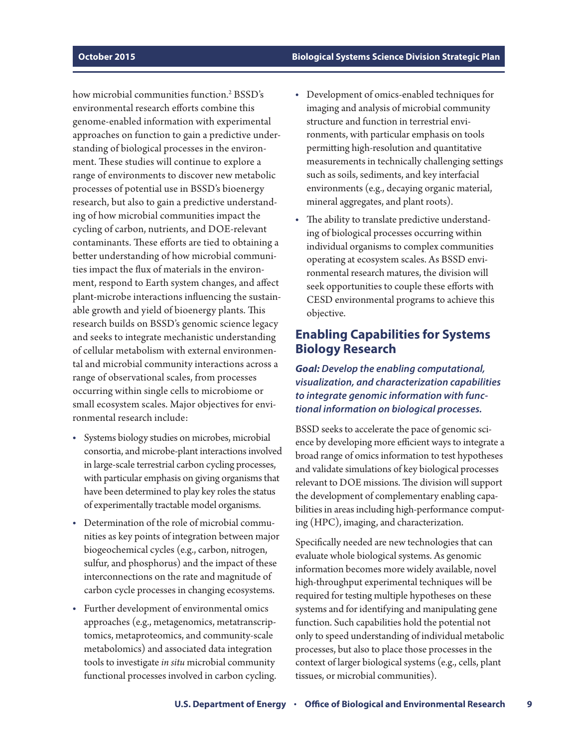how microbial communities function.[2] BSSD's environmental research efforts combine this genome-enabled information with experimental approaches on function to gain a predictive understanding of biological processes in the environment. These studies will continue to explore a range of environments to discover new metabolic processes of potential use in BSSD's bioenergy research, but also to gain a predictive understanding of how microbial communities impact the cycling of carbon, nutrients, and DOE-relevant contaminants. These efforts are tied to obtaining a better understanding of how microbial communities impact the flux of materials in the environment, respond to Earth system changes, and affect plant-microbe interactions influencing the sustainable growth and yield of bioenergy plants. This research builds on BSSD's genomic science legacy and seeks to integrate mechanistic understanding of cellular metabolism with external environmental and microbial community interactions across a range of observational scales, from processes occurring within single cells to microbiome or small ecosystem scales. Major objectives for environmental research include:

- Systems biology studies on microbes, microbial consortia, and microbe-plant interactions involved in large-scale terrestrial carbon cycling processes, with particular emphasis on giving organisms that have been determined to play key roles the status of experimentally tractable model organisms.
- Determination of the role of microbial communities as key points of integration between major biogeochemical cycles (e.g., carbon, nitrogen, sulfur, and phosphorus) and the impact of these interconnections on the rate and magnitude of carbon cycle processes in changing ecosystems.
- Further development of environmental omics approaches (e.g., metagenomics, metatranscriptomics, metaproteomics, and community-scale metabolomics) and associated data integration tools to investigate *in situ* microbial community functional processes involved in carbon cycling.
- Development of omics-enabled techniques for imaging and analysis of microbial community structure and function in terrestrial environments, with particular emphasis on tools permitting high-resolution and quantitative measurements in technically challenging settings such as soils, sediments, and key interfacial environments (e.g., decaying organic material, mineral aggregates, and plant roots).
- The ability to translate predictive understanding of biological processes occurring within individual organisms to complex communities operating at ecosystem scales. As BSSD environmental research matures, the division will seek opportunities to couple these efforts with CESD environmental programs to achieve this objective.

## Enabling Capabilities for Systems Biology Research

***Goal:* *Develop the enabling computational, visualization, and characterization capabilities to integrate genomic information with functional information on biological processes.***

BSSD seeks to accelerate the pace of genomic science by developing more efficient ways to integrate a broad range of omics information to test hypotheses and validate simulations of key biological processes relevant to DOE missions. The division will support the development of complementary enabling capabilities in areas including high-performance computing (HPC), imaging, and characterization.

Specifically needed are new technologies that can evaluate whole biological systems. As genomic information becomes more widely available, novel high-throughput experimental techniques will be required for testing multiple hypotheses on these systems and for identifying and manipulating gene function. Such capabilities hold the potential not only to speed understanding of individual metabolic processes, but also to place those processes in the context of larger biological systems (e.g., cells, plant tissues, or microbial communities).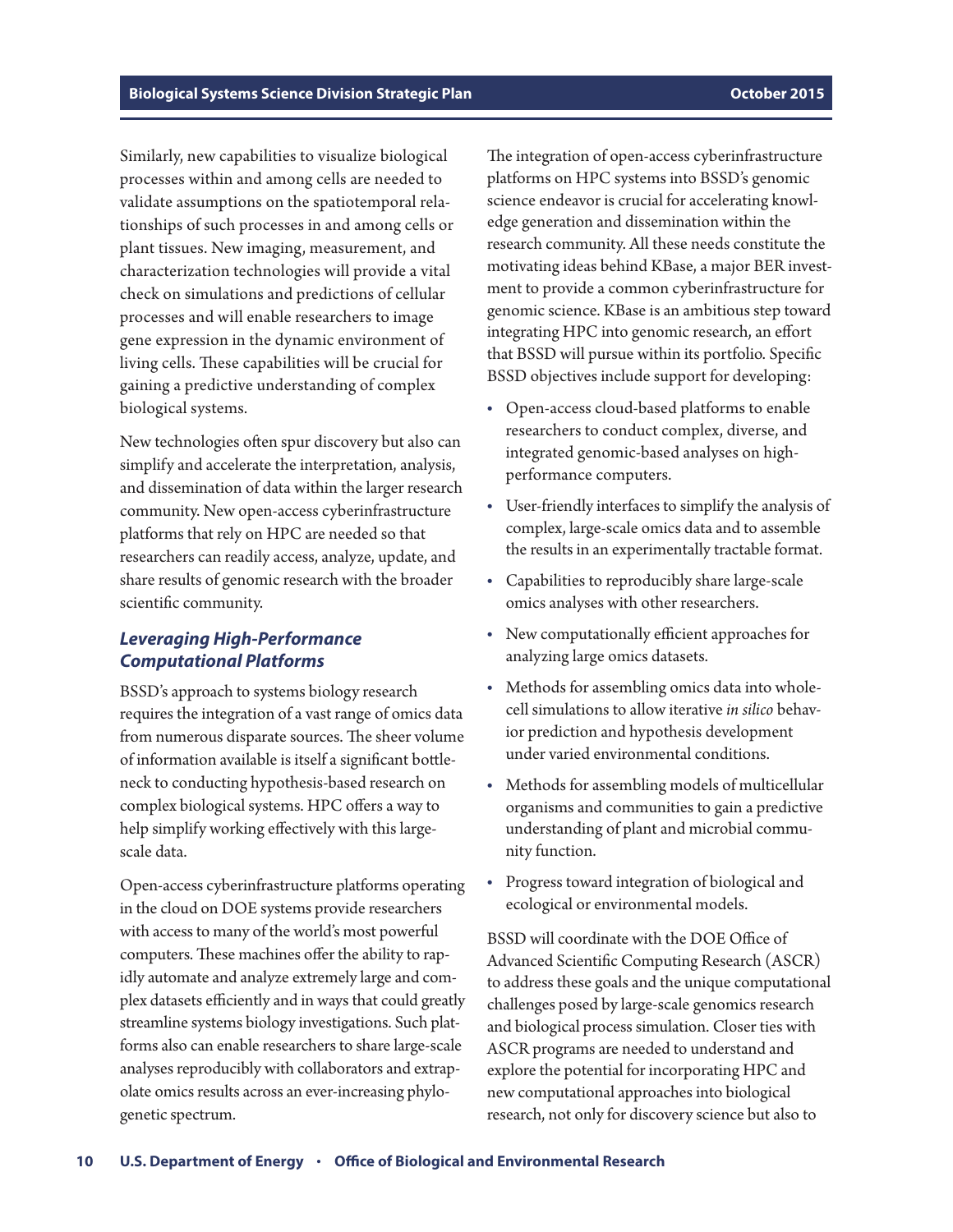Similarly, new capabilities to visualize biological processes within and among cells are needed to validate assumptions on the spatiotemporal relationships of such processes in and among cells or plant tissues. New imaging, measurement, and characterization technologies will provide a vital check on simulations and predictions of cellular processes and will enable researchers to image gene expression in the dynamic environment of living cells. These capabilities will be crucial for gaining a predictive understanding of complex biological systems.

New technologies often spur discovery but also can simplify and accelerate the interpretation, analysis, and dissemination of data within the larger research community. New open-access cyberinfrastructure platforms that rely on HPC are needed so that researchers can readily access, analyze, update, and share results of genomic research with the broader scientific community.

### *Leveraging High-Performance Computational Platforms*

BSSD's approach to systems biology research requires the integration of a vast range of omics data from numerous disparate sources. The sheer volume of information available is itself a significant bottleneck to conducting hypothesis-based research on complex biological systems. HPC offers a way to help simplify working effectively with this large-scale data.

Open-access cyberinfrastructure platforms operating in the cloud on DOE systems provide researchers with access to many of the world's most powerful computers. These machines offer the ability to rapidly automate and analyze extremely large and complex datasets efficiently and in ways that could greatly streamline systems biology investigations. Such platforms also can enable researchers to share large-scale analyses reproducibly with collaborators and extrapolate omics results across an ever-increasing phylogenetic spectrum.

The integration of open-access cyberinfrastructure platforms on HPC systems into BSSD's genomic science endeavor is crucial for accelerating knowledge generation and dissemination within the research community. All these needs constitute the motivating ideas behind KBase, a major BER investment to provide a common cyberinfrastructure for genomic science. KBase is an ambitious step toward integrating HPC into genomic research, an effort that BSSD will pursue within its portfolio. Specific BSSD objectives include support for developing:

- Open-access cloud-based platforms to enable researchers to conduct complex, diverse, and integrated genomic-based analyses on high-performance computers.
- User-friendly interfaces to simplify the analysis of complex, large-scale omics data and to assemble the results in an experimentally tractable format.
- Capabilities to reproducibly share large-scale omics analyses with other researchers.
- New computationally efficient approaches for analyzing large omics datasets.
- Methods for assembling omics data into whole-cell simulations to allow iterative *in silico* behavior prediction and hypothesis development under varied environmental conditions.
- Methods for assembling models of multicellular organisms and communities to gain a predictive understanding of plant and microbial community function.
- Progress toward integration of biological and ecological or environmental models.

BSSD will coordinate with the DOE Office of Advanced Scientific Computing Research (ASCR) to address these goals and the unique computational challenges posed by large-scale genomics research and biological process simulation. Closer ties with ASCR programs are needed to understand and explore the potential for incorporating HPC and new computational approaches into biological research, not only for discovery science but also to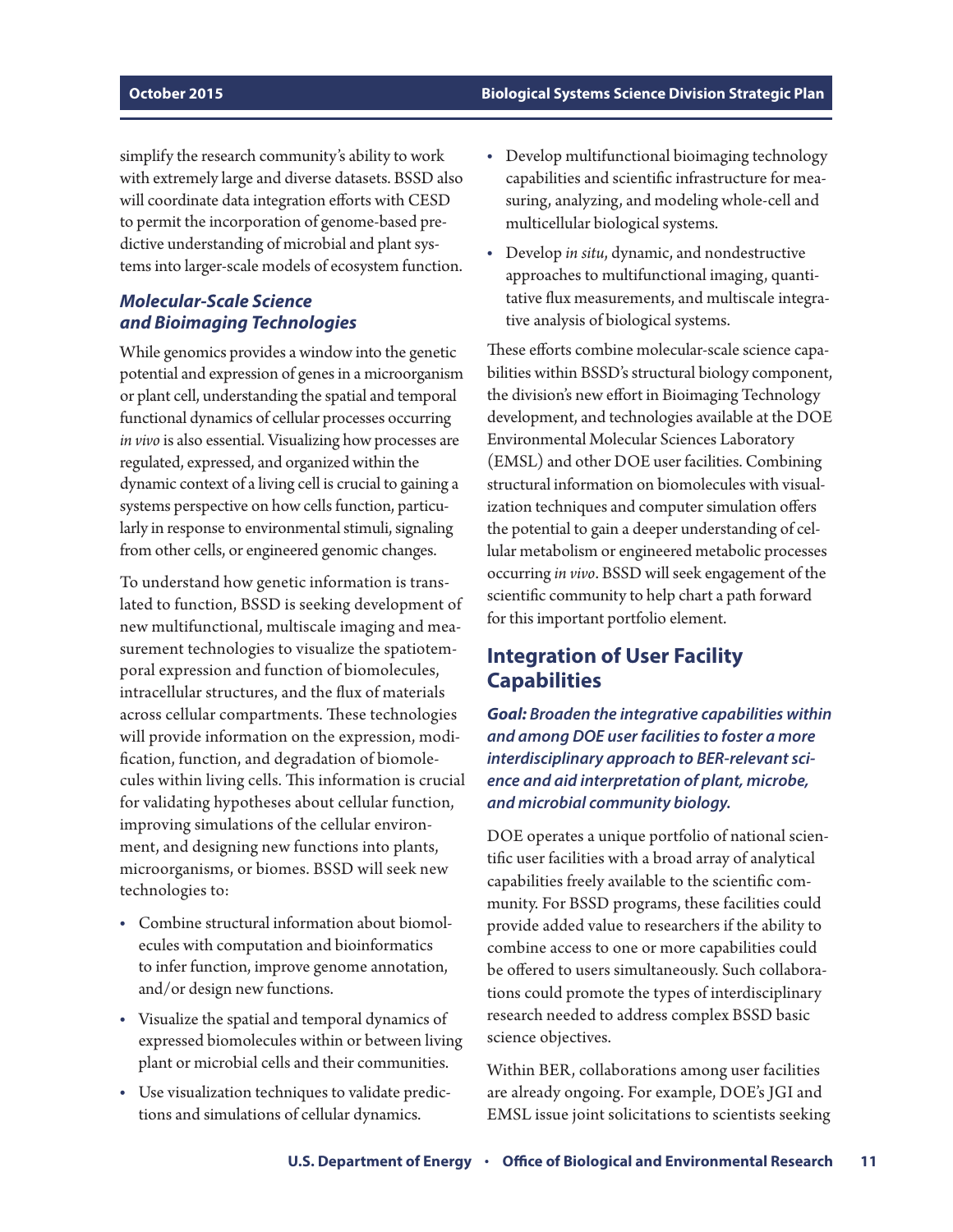simplify the research community's ability to work with extremely large and diverse datasets. BSSD also will coordinate data integration efforts with CESD to permit the incorporation of genome-based predictive understanding of microbial and plant systems into larger-scale models of ecosystem function.

### *Molecular-Scale Science and Bioimaging Technologies*

While genomics provides a window into the genetic potential and expression of genes in a microorganism or plant cell, understanding the spatial and temporal functional dynamics of cellular processes occurring *in vivo* is also essential. Visualizing how processes are regulated, expressed, and organized within the dynamic context of a living cell is crucial to gaining a systems perspective on how cells function, particularly in response to environmental stimuli, signaling from other cells, or engineered genomic changes.

To understand how genetic information is translated to function, BSSD is seeking development of new multifunctional, multiscale imaging and measurement technologies to visualize the spatiotemporal expression and function of biomolecules, intracellular structures, and the flux of materials across cellular compartments. These technologies will provide information on the expression, modification, function, and degradation of biomolecules within living cells. This information is crucial for validating hypotheses about cellular function, improving simulations of the cellular environment, and designing new functions into plants, microorganisms, or biomes. BSSD will seek new technologies to:

- Combine structural information about biomolecules with computation and bioinformatics to infer function, improve genome annotation, and/or design new functions.
- Visualize the spatial and temporal dynamics of expressed biomolecules within or between living plant or microbial cells and their communities.
- Use visualization techniques to validate predictions and simulations of cellular dynamics.
- Develop multifunctional bioimaging technology capabilities and scientific infrastructure for measuring, analyzing, and modeling whole-cell and multicellular biological systems.
- Develop *in situ*, dynamic, and nondestructive approaches to multifunctional imaging, quantitative flux measurements, and multiscale integrative analysis of biological systems.

These efforts combine molecular-scale science capabilities within BSSD's structural biology component, the division's new effort in Bioimaging Technology development, and technologies available at the DOE Environmental Molecular Sciences Laboratory (EMSL) and other DOE user facilities. Combining structural information on biomolecules with visualization techniques and computer simulation offers the potential to gain a deeper understanding of cellular metabolism or engineered metabolic processes occurring *in vivo*. BSSD will seek engagement of the scientific community to help chart a path forward for this important portfolio element.

## Integration of User Facility Capabilities

***Goal:** Broaden the integrative capabilities within and among DOE user facilities to foster a more interdisciplinary approach to BER-relevant science and aid interpretation of plant, microbe, and microbial community biology.*

DOE operates a unique portfolio of national scientific user facilities with a broad array of analytical capabilities freely available to the scientific community. For BSSD programs, these facilities could provide added value to researchers if the ability to combine access to one or more capabilities could be offered to users simultaneously. Such collaborations could promote the types of interdisciplinary research needed to address complex BSSD basic science objectives.

Within BER, collaborations among user facilities are already ongoing. For example, DOE's JGI and EMSL issue joint solicitations to scientists seeking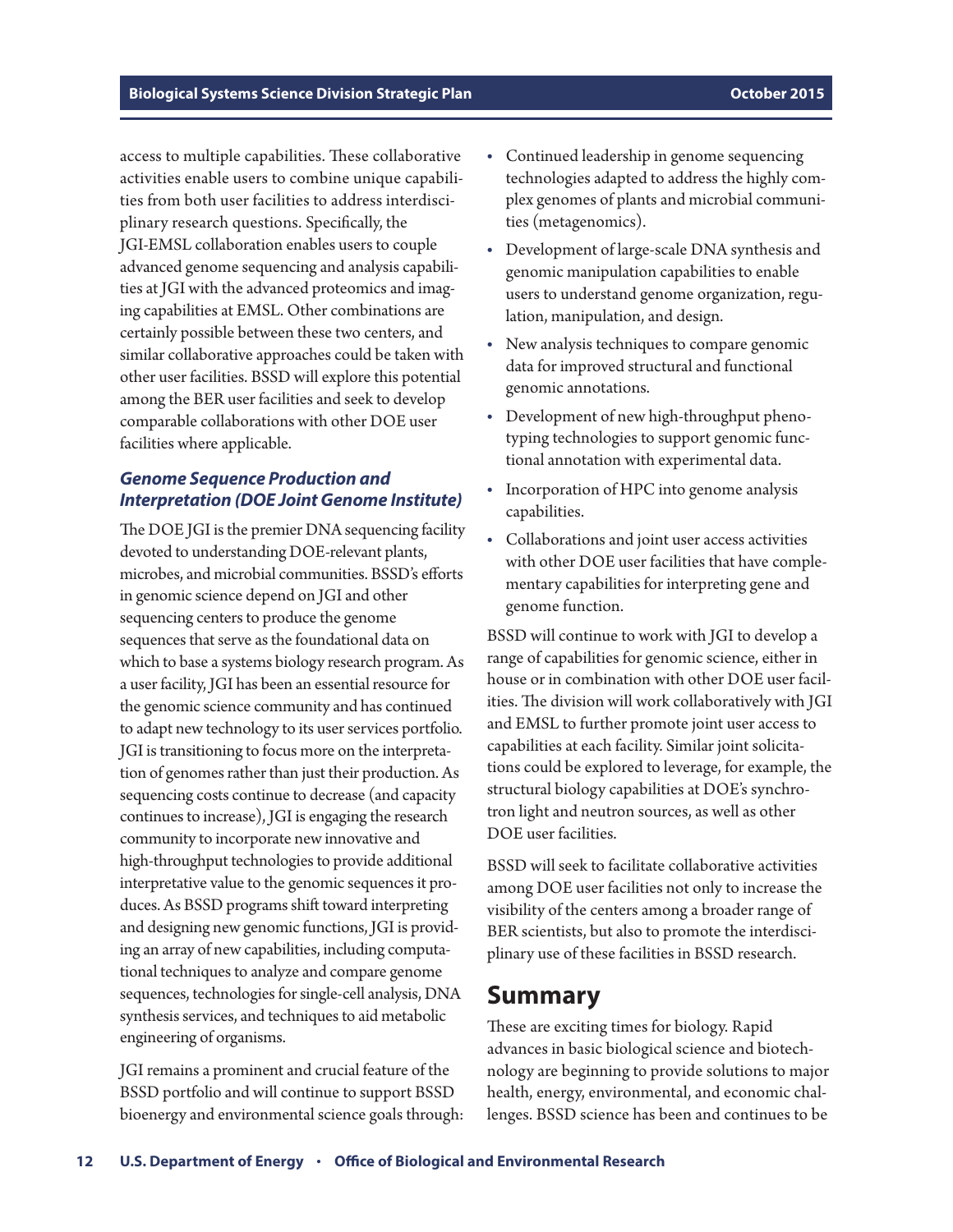access to multiple capabilities. These collaborative activities enable users to combine unique capabilities from both user facilities to address interdisciplinary research questions. Specifically, the JGI-EMSL collaboration enables users to couple advanced genome sequencing and analysis capabilities at JGI with the advanced proteomics and imaging capabilities at EMSL. Other combinations are certainly possible between these two centers, and similar collaborative approaches could be taken with other user facilities. BSSD will explore this potential among the BER user facilities and seek to develop comparable collaborations with other DOE user facilities where applicable.

### *Genome Sequence Production and Interpretation (DOE Joint Genome Institute)*

The DOE JGI is the premier DNA sequencing facility devoted to understanding DOE-relevant plants, microbes, and microbial communities. BSSD's efforts in genomic science depend on JGI and other sequencing centers to produce the genome sequences that serve as the foundational data on which to base a systems biology research program. As a user facility, JGI has been an essential resource for the genomic science community and has continued to adapt new technology to its user services portfolio. JGI is transitioning to focus more on the interpretation of genomes rather than just their production. As sequencing costs continue to decrease (and capacity continues to increase), JGI is engaging the research community to incorporate new innovative and high-throughput technologies to provide additional interpretative value to the genomic sequences it produces. As BSSD programs shift toward interpreting and designing new genomic functions, JGI is providing an array of new capabilities, including computational techniques to analyze and compare genome sequences, technologies for single-cell analysis, DNA synthesis services, and techniques to aid metabolic engineering of organisms.

JGI remains a prominent and crucial feature of the BSSD portfolio and will continue to support BSSD bioenergy and environmental science goals through:

- Continued leadership in genome sequencing technologies adapted to address the highly complex genomes of plants and microbial communities (metagenomics).
- Development of large-scale DNA synthesis and genomic manipulation capabilities to enable users to understand genome organization, regulation, manipulation, and design.
- New analysis techniques to compare genomic data for improved structural and functional genomic annotations.
- Development of new high-throughput phenotyping technologies to support genomic functional annotation with experimental data.
- Incorporation of HPC into genome analysis capabilities.
- Collaborations and joint user access activities with other DOE user facilities that have complementary capabilities for interpreting gene and genome function.

BSSD will continue to work with JGI to develop a range of capabilities for genomic science, either in house or in combination with other DOE user facilities. The division will work collaboratively with JGI and EMSL to further promote joint user access to capabilities at each facility. Similar joint solicitations could be explored to leverage, for example, the structural biology capabilities at DOE's synchrotron light and neutron sources, as well as other DOE user facilities.

BSSD will seek to facilitate collaborative activities among DOE user facilities not only to increase the visibility of the centers among a broader range of BER scientists, but also to promote the interdisciplinary use of these facilities in BSSD research.

## Summary

These are exciting times for biology. Rapid advances in basic biological science and biotechnology are beginning to provide solutions to major health, energy, environmental, and economic challenges. BSSD science has been and continues to be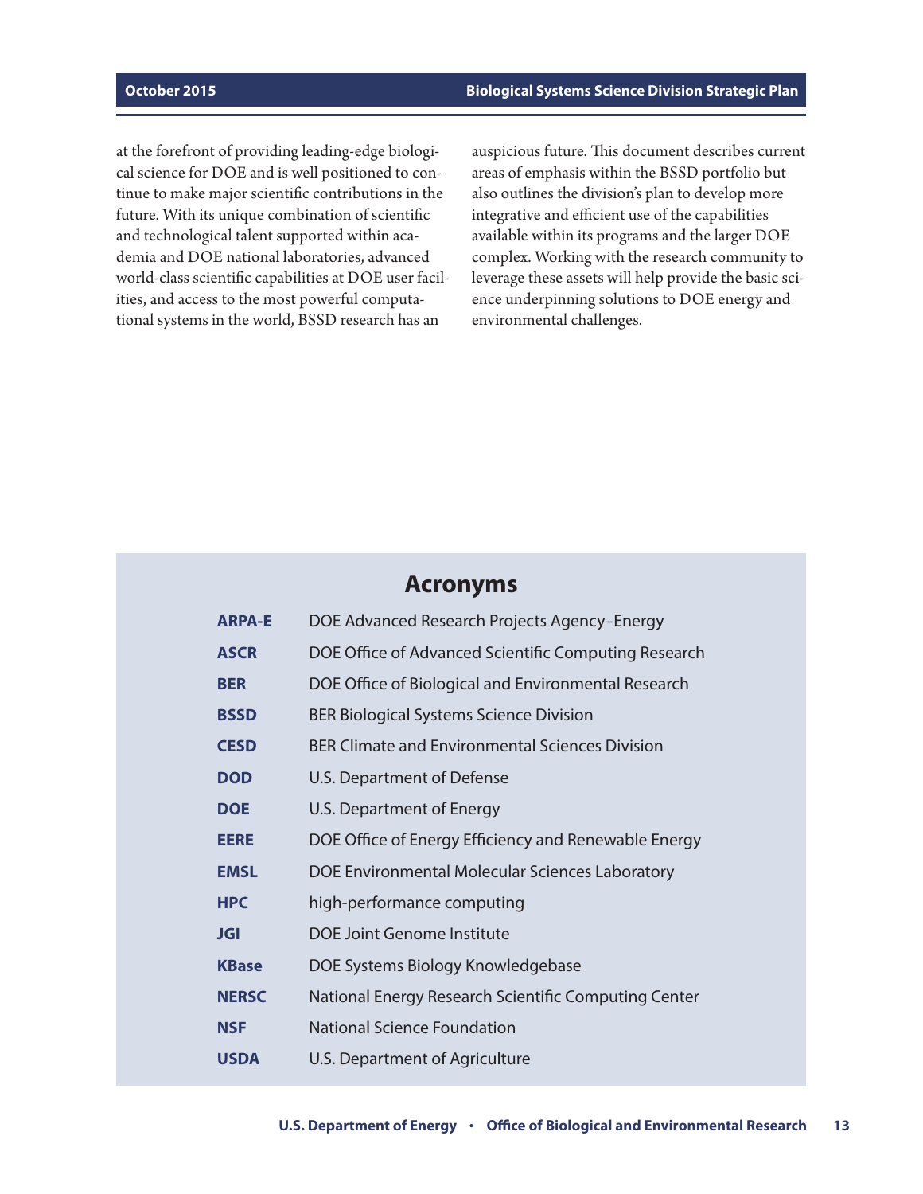at the forefront of providing leading-edge biological science for DOE and is well positioned to continue to make major scientific contributions in the future. With its unique combination of scientific and technological talent supported within academia and DOE national laboratories, advanced world-class scientific capabilities at DOE user facilities, and access to the most powerful computational systems in the world, BSSD research has an auspicious future. This document describes current areas of emphasis within the BSSD portfolio but also outlines the division's plan to develop more integrative and efficient use of the capabilities available within its programs and the larger DOE complex. Working with the research community to leverage these assets will help provide the basic science underpinning solutions to DOE energy and environmental challenges.

## Acronyms

| Acronym | Definition |
|---|---|
| **ARPA-E** | DOE Advanced Research Projects Agency–Energy |
| **ASCR** | DOE Office of Advanced Scientific Computing Research |
| **BER** | DOE Office of Biological and Environmental Research |
| **BSSD** | BER Biological Systems Science Division |
| **CESD** | BER Climate and Environmental Sciences Division |
| **DOD** | U.S. Department of Defense |
| **DOE** | U.S. Department of Energy |
| **EERE** | DOE Office of Energy Efficiency and Renewable Energy |
| **EMSL** | DOE Environmental Molecular Sciences Laboratory |
| **HPC** | high-performance computing |
| **JGI** | DOE Joint Genome Institute |
| **KBase** | DOE Systems Biology Knowledgebase |
| **NERSC** | National Energy Research Scientific Computing Center |
| **NSF** | National Science Foundation |
| **USDA** | U.S. Department of Agriculture |